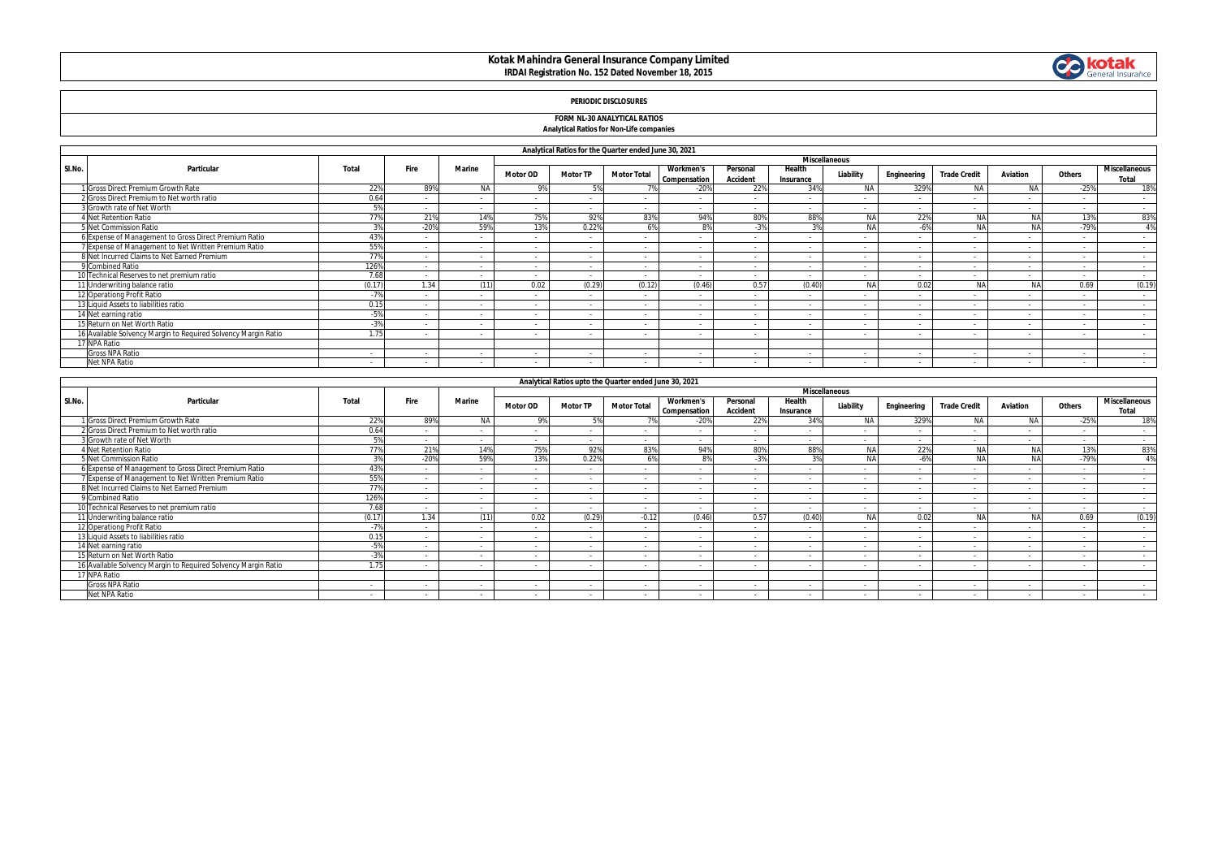# Kotak Mahindra General Insurance Company Limited

**IRDAI Registration No. 152 Dated November 18, 2015**

**PERIODIC DISCLOSURES**

**FORM NL-30 ANALYTICAL RATIOS**

**Analytical Ratios for Non-Life companies**

| Analytical Ratios for the Quarter ended June 30, 2021 | | | | | | | | | | | | | | | | | |
|---|---|---|---|---|---|---|---|---|---|---|---|---|---|---|---|---|---|
| Sl.No. | Particular | Total | Fire | Marine | Miscellaneous | | | | | | | | | | | | |
| | | | | | Motor OD | Motor TP | Motor Total | Workmen's Compensation | Personal Accident | Health Insurance | Liability | Engineering | Trade Credit | Aviation | Others | Miscellaneous Total |
| 1 | Gross Direct Premium Growth Rate | 22% | 89% | NA | 9% | 5% | 7% | -20% | 22% | 34% | NA | 329% | NA | NA | -25% | 18% |
| 2 | Gross Direct Premium to Net worth ratio | 0.64 | - | - | - | - | - | - | - | - | - | - | - | - | - | - |
| 3 | Growth rate of Net Worth | 5% | - | - | - | - | - | - | - | - | - | - | - | - | - | - |
| 4 | Net Retention Ratio | 77% | 21% | 14% | 75% | 92% | 83% | 94% | 80% | 88% | NA | 22% | NA | NA | 13% | 83% |
| 5 | Net Commission Ratio | 3% | -20% | 59% | 13% | 0.22% | 6% | 8% | -3% | 3% | NA | -6% | NA | NA | -79% | 4% |
| 6 | Expense of Management to Gross Direct Premium Ratio | 43% | - | - | - | - | - | - | - | - | - | - | - | - | - | - |
| 7 | Expense of Management to Net Written Premium Ratio | 55% | - | - | - | - | - | - | - | - | - | - | - | - | - | - |
| 8 | Net Incurred Claims to Net Earned Premium | 77% | - | - | - | - | - | - | - | - | - | - | - | - | - | - |
| 9 | Combined Ratio | 126% | - | - | - | - | - | - | - | - | - | - | - | - | - | - |
| 10 | Technical Reserves to net premium ratio | 7.68 | - | - | - | - | - | - | - | - | - | - | - | - | - | - |
| 11 | Underwriting balance ratio | (0.17) | 1.34 | (11) | 0.02 | (0.29) | (0.12) | (0.46) | 0.57 | (0.40) | NA | 0.02 | NA | NA | 0.69 | (0.19) |
| 12 | Operationg Profit Ratio | -7% | - | - | - | - | - | - | - | - | - | - | - | - | - | - |
| 13 | Liquid Assets to liabilities ratio | 0.15 | - | - | - | - | - | - | - | - | - | - | - | - | - | - |
| 14 | Net earning ratio | -5% | - | - | - | - | - | - | - | - | - | - | - | - | - | - |
| 15 | Return on Net Worth Ratio | -3% | - | - | - | - | - | - | - | - | - | - | - | - | - | - |
| 16 | Available Solvency Margin to Required Solvency Margin Ratio | 1.75 | - | - | - | - | - | - | - | - | - | - | - | - | - | - |
| 17 | NPA Ratio | | | | | | | | | | | | | | | |
| | Gross NPA Ratio | - | - | - | - | - | - | - | - | - | - | - | - | - | - | - |
| | Net NPA Ratio | - | - | - | - | - | - | - | - | - | - | - | - | - | - | - |

| Analytical Ratios upto the Quarter ended June 30, 2021 | | | | | | | | | | | | | | | | |
|---|---|---|---|---|---|---|---|---|---|---|---|---|---|---|---|---|
| Sl.No. | Particular | Total | Fire | Marine | Miscellaneous | | | | | | | | | | | |
| | | | | | Motor OD | Motor TP | Motor Total | Workmen's Compensation | Personal Accident | Health Insurance | Liability | Engineering | Trade Credit | Aviation | Others | Miscellaneous Total |
| 1 | Gross Direct Premium Growth Rate | 22% | 89% | NA | 9% | 5% | 7% | -20% | 22% | 34% | NA | 329% | NA | NA | -25% | 18% |
| 2 | Gross Direct Premium to Net worth ratio | 0.64 | - | - | - | - | - | - | - | - | - | - | - | - | - | - |
| 3 | Growth rate of Net Worth | 5% | - | - | - | - | - | - | - | - | - | - | - | - | - | - |
| 4 | Net Retention Ratio | 77% | 21% | 14% | 75% | 92% | 83% | 94% | 80% | 88% | NA | 22% | NA | NA | 13% | 83% |
| 5 | Net Commission Ratio | 3% | -20% | 59% | 13% | 0.22% | 6% | 8% | -3% | 3% | NA | -6% | NA | NA | -79% | 4% |
| 6 | Expense of Management to Gross Direct Premium Ratio | 43% | - | - | - | - | - | - | - | - | - | - | - | - | - | - |
| 7 | Expense of Management to Net Written Premium Ratio | 55% | - | - | - | - | - | - | - | - | - | - | - | - | - | - |
| 8 | Net Incurred Claims to Net Earned Premium | 77% | - | - | - | - | - | - | - | - | - | - | - | - | - | - |
| 9 | Combined Ratio | 126% | - | - | - | - | - | - | - | - | - | - | - | - | - | - |
| 10 | Technical Reserves to net premium ratio | 7.68 | - | - | - | - | - | - | - | - | - | - | - | - | - | - |
| 11 | Underwriting balance ratio | (0.17) | 1.34 | (11) | 0.02 | (0.29) | -0.12 | (0.46) | 0.57 | (0.40) | NA | 0.02 | NA | NA | 0.69 | (0.19) |
| 12 | Operationg Profit Ratio | -7% | - | - | - | - | - | - | - | - | - | - | - | - | - | - |
| 13 | Liquid Assets to liabilities ratio | 0.15 | - | - | - | - | - | - | - | - | - | - | - | - | - | - |
| 14 | Net earning ratio | -5% | - | - | - | - | - | - | - | - | - | - | - | - | - | - |
| 15 | Return on Net Worth Ratio | -3% | - | - | - | - | - | - | - | - | - | - | - | - | - | - |
| 16 | Available Solvency Margin to Required Solvency Margin Ratio | 1.75 | - | - | - | - | - | - | - | - | - | - | - | - | - | - |
| 17 | NPA Ratio | | | | | | | | | | | | | | | |
| | Gross NPA Ratio | - | - | - | - | - | - | - | - | - | - | - | - | - | - | - |
| | Net NPA Ratio | - | - | - | - | - | - | - | - | - | - | - | - | - | - | - |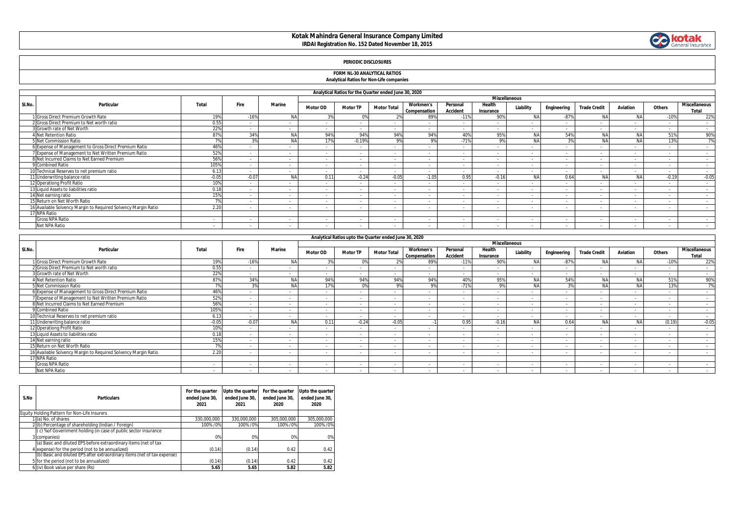# Kotak Mahindra General Insurance Company Limited

**IRDAI Registration No. 152 Dated November 18, 2015**

**PERIODIC DISCLOSURES**

**FORM NL-30 ANALYTICAL RATIOS**

**Analytical Ratios for Non-Life companies**

| Sl.No. | Particular | Total | Fire | Marine | Motor OD | Motor TP | Motor Total | Workmen's Compensation | Personal Accident | Health Insurance | Liability | Engineering | Trade Credit | Aviation | Others | Miscellaneous Total |
|---|---|---|---|---|---|---|---|---|---|---|---|---|---|---|---|---|
| | Analytical Ratios for the Quarter ended June 30, 2020 | | | | Miscellaneous | | | | | | | | | | | |
| 1 | Gross Direct Premium Growth Rate | 19% | -16% | NA | 3% | 0% | 2% | 89% | -11% | 90% | NA | -87% | NA | NA | -10% | 22% |
| 2 | Gross Direct Premium to Net worth ratio | 0.55 | - | - | - | - | - | - | - | - | - | - | - | - | - | - |
| 3 | Growth rate of Net Worth | 22% | - | - | - | - | - | - | - | - | - | - | - | - | - | - |
| 4 | Net Retention Ratio | 87% | 34% | NA | 94% | 94% | 94% | 94% | 40% | 95% | NA | 54% | NA | NA | 51% | 90% |
| 5 | Net Commission Ratio | 7% | 3% | NA | 17% | -0.19% | 9% | 9% | -71% | 9% | NA | 3% | NA | NA | 13% | 7% |
| 6 | Expense of Management to Gross Direct Premium Ratio | 46% | - | - | - | - | - | - | - | - | - | - | - | - | - | - |
| 7 | Expense of Management to Net Written Premium Ratio | 52% | - | - | - | - | - | - | - | - | - | - | - | - | - | - |
| 8 | Net Incurred Claims to Net Earned Premium | 56% | - | - | - | - | - | - | - | - | - | - | - | - | - | - |
| 9 | Combined Ratio | 105% | - | - | - | - | - | - | - | - | - | - | - | - | - | - |
| 10 | Technical Reserves to net premium ratio | 6.13 | - | - | - | - | - | - | - | - | - | - | - | - | - | - |
| 11 | Underwriting balance ratio | -0.05 | -0.07 | NA | 0.11 | -0.24 | -0.05 | -1.05 | 0.95 | -0.16 | NA | 0.64 | NA | NA | -0.19 | -0.05 |
| 12 | Operationg Profit Ratio | 10% | - | - | - | - | - | - | - | - | - | - | - | - | - | - |
| 13 | Liquid Assets to liabilities ratio | 0.18 | - | - | - | - | - | - | - | - | - | - | - | - | - | - |
| 14 | Net earning ratio | 15% | - | - | - | - | - | - | - | - | - | - | - | - | - | - |
| 15 | Return on Net Worth Ratio | 7% | - | - | - | - | - | - | - | - | - | - | - | - | - | - |
| 16 | Available Solvency Margin to Required Solvency Margin Ratio | 2.20 | - | - | - | - | - | - | - | - | - | - | - | - | - | - |
| 17 | NPA Ratio | | | | | | | | | | | | | | | |
| | Gross NPA Ratio | - | - | - | - | - | - | - | - | - | - | - | - | - | - | - |
| | Net NPA Ratio | - | - | - | - | - | - | - | - | - | - | - | - | - | - | - |

| Sl.No. | Particular | Total | Fire | Marine | Motor OD | Motor TP | Motor Total | Workmen's Compensation | Personal Accident | Health Insurance | Liability | Engineering | Trade Credit | Aviation | Others | Miscellaneous Total |
|---|---|---|---|---|---|---|---|---|---|---|---|---|---|---|---|---|
| | Analytical Ratios upto the Quarter ended June 30, 2020 | | | | Miscellaneous | | | | | | | | | | | |
| 1 | Gross Direct Premium Growth Rate | 19% | -16% | NA | 3% | 0% | 2% | 89% | -11% | 90% | NA | -87% | NA | NA | -10% | 22% |
| 2 | Gross Direct Premium to Net worth ratio | 0.55 | - | - | - | - | - | - | - | - | - | - | - | - | - | - |
| 3 | Growth rate of Net Worth | 22% | - | - | - | - | - | - | - | - | - | - | - | - | - | - |
| 4 | Net Retention Ratio | 87% | 34% | NA | 94% | 94% | 94% | 94% | 40% | 95% | NA | 54% | NA | NA | 51% | 90% |
| 5 | Net Commission Ratio | 7% | 3% | NA | 17% | 0% | 9% | 9% | -71% | 9% | NA | 3% | NA | NA | 13% | 7% |
| 6 | Expense of Management to Gross Direct Premium Ratio | 46% | - | - | - | - | - | - | - | - | - | - | - | - | - | - |
| 7 | Expense of Management to Net Written Premium Ratio | 52% | - | - | - | - | - | - | - | - | - | - | - | - | - | - |
| 8 | Net Incurred Claims to Net Earned Premium | 56% | - | - | - | - | - | - | - | - | - | - | - | - | - | - |
| 9 | Combined Ratio | 105% | - | - | - | - | - | - | - | - | - | - | - | - | - | - |
| 10 | Technical Reserves to net premium ratio | 6.13 | - | - | - | - | - | - | - | - | - | - | - | - | - | - |
| 11 | Underwriting balance ratio | -0.05 | -0.07 | NA | 0.11 | -0.24 | -0.05 | -1 | 0.95 | -0.16 | NA | 0.64 | NA | NA | (0.19) | -0.05 |
| 12 | Operationg Profit Ratio | 10% | - | - | - | - | - | - | - | - | - | - | - | - | - | - |
| 13 | Liquid Assets to liabilities ratio | 0.18 | - | - | - | - | - | - | - | - | - | - | - | - | - | - |
| 14 | Net earning ratio | 15% | - | - | - | - | - | - | - | - | - | - | - | - | - | - |
| 15 | Return on Net Worth Ratio | 7% | - | - | - | - | - | - | - | - | - | - | - | - | - | - |
| 16 | Available Solvency Margin to Required Solvency Margin Ratio | 2.20 | - | - | - | - | - | - | - | - | - | - | - | - | - | - |
| 17 | NPA Ratio | | | | | | | | | | | | | | | |
| | Gross NPA Ratio | - | - | - | - | - | - | - | - | - | - | - | - | - | - | - |
| | Net NPA Ratio | - | - | - | - | - | - | - | - | - | - | - | - | - | - | - |

| S.No | Particulars | For the quarter ended June 30, 2021 | Upto the quarter ended June 30, 2021 | For the quarter ended June 30, 2020 | Upto the quarter ended June 30, 2020 |
|---|---|---|---|---|---|
| | Equity Holding Pattern for Non-Life Insurers | | | | |
| 1 | (a) No. of shares | 330,000,000 | 330,000,000 | 305,000,000 | 305,000,000 |
| 2 | (b) Percentage of shareholding (Indian / Foreign) | 100% /0% | 100% /0% | 100% /0% | 100% /0% |
| 3 | ( c) %of Government holding (in case of public sector insurance companies) | 0% | 0% | 0% | 0% |
| 4 | (a) Basic and diluted EPS before extraordinary items (net of tax expense) for the period (not to be annualized) | (0.14) | (0.14) | 0.42 | 0.42 |
| 5 | (b) Basic and diluted EPS after extraordinary items (net of tax expense) for the period (not to be annualized) | (0.14) | (0.14) | 0.42 | 0.42 |
| 6 | (iv) Book value per share (Rs) | **5.65** | **5.65** | **5.82** | **5.82** |